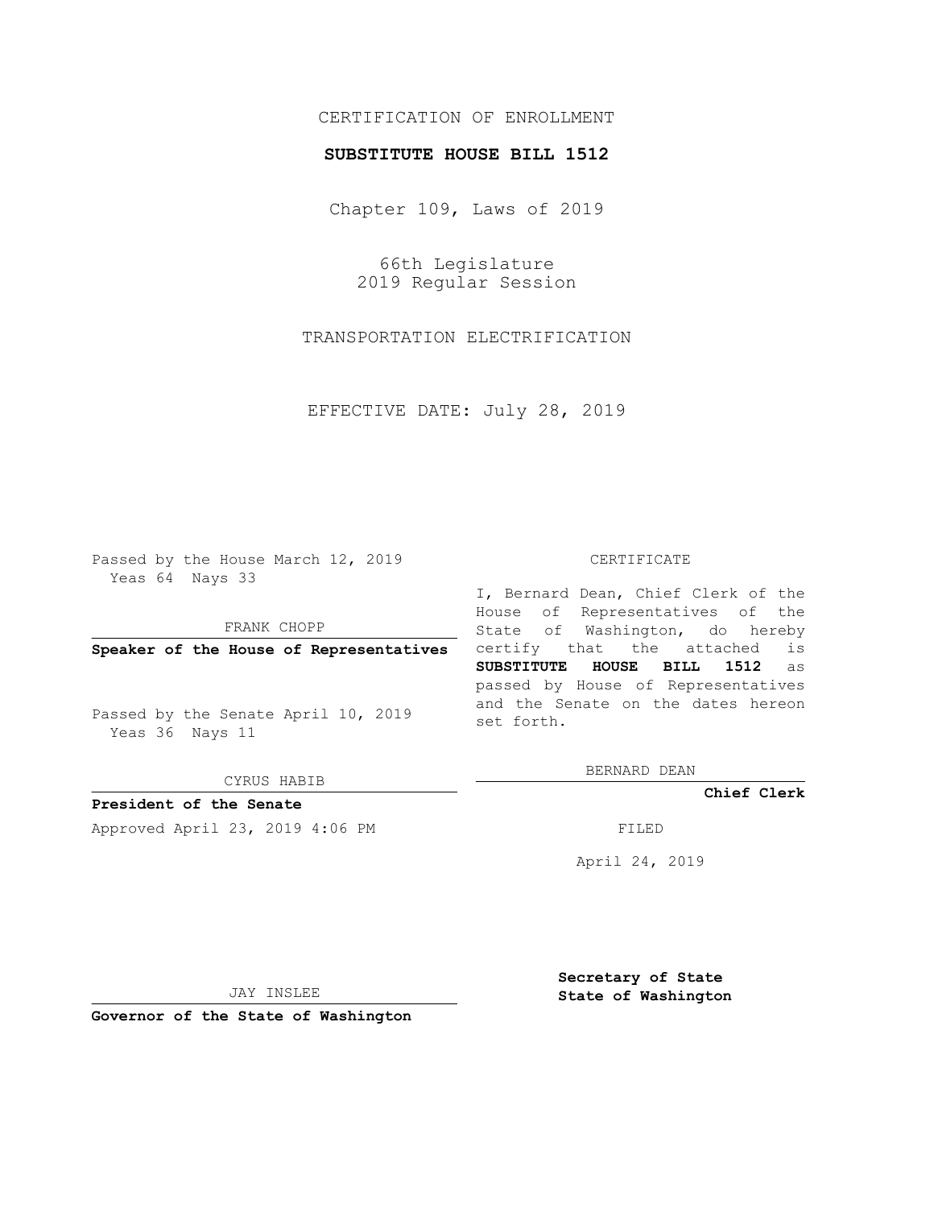CERTIFICATION OF ENROLLMENT

**SUBSTITUTE HOUSE BILL 1512**

Chapter 109, Laws of 2019

66th Legislature
2019 Regular Session

TRANSPORTATION ELECTRIFICATION

EFFECTIVE DATE: July 28, 2019

Passed by the House March 12, 2019
Yeas 64 Nays 33

FRANK CHOPP

**Speaker of the House of Representatives**

Passed by the Senate April 10, 2019
Yeas 36 Nays 11

CYRUS HABIB

**President of the Senate**

Approved April 23, 2019 4:06 PM

JAY INSLEE

**Governor of the State of Washington**

CERTIFICATE

I, Bernard Dean, Chief Clerk of the House of Representatives of the State of Washington, do hereby certify that the attached is **SUBSTITUTE HOUSE BILL 1512** as passed by House of Representatives and the Senate on the dates hereon set forth.

BERNARD DEAN

**Chief Clerk**

FILED

April 24, 2019

**Secretary of State**
**State of Washington**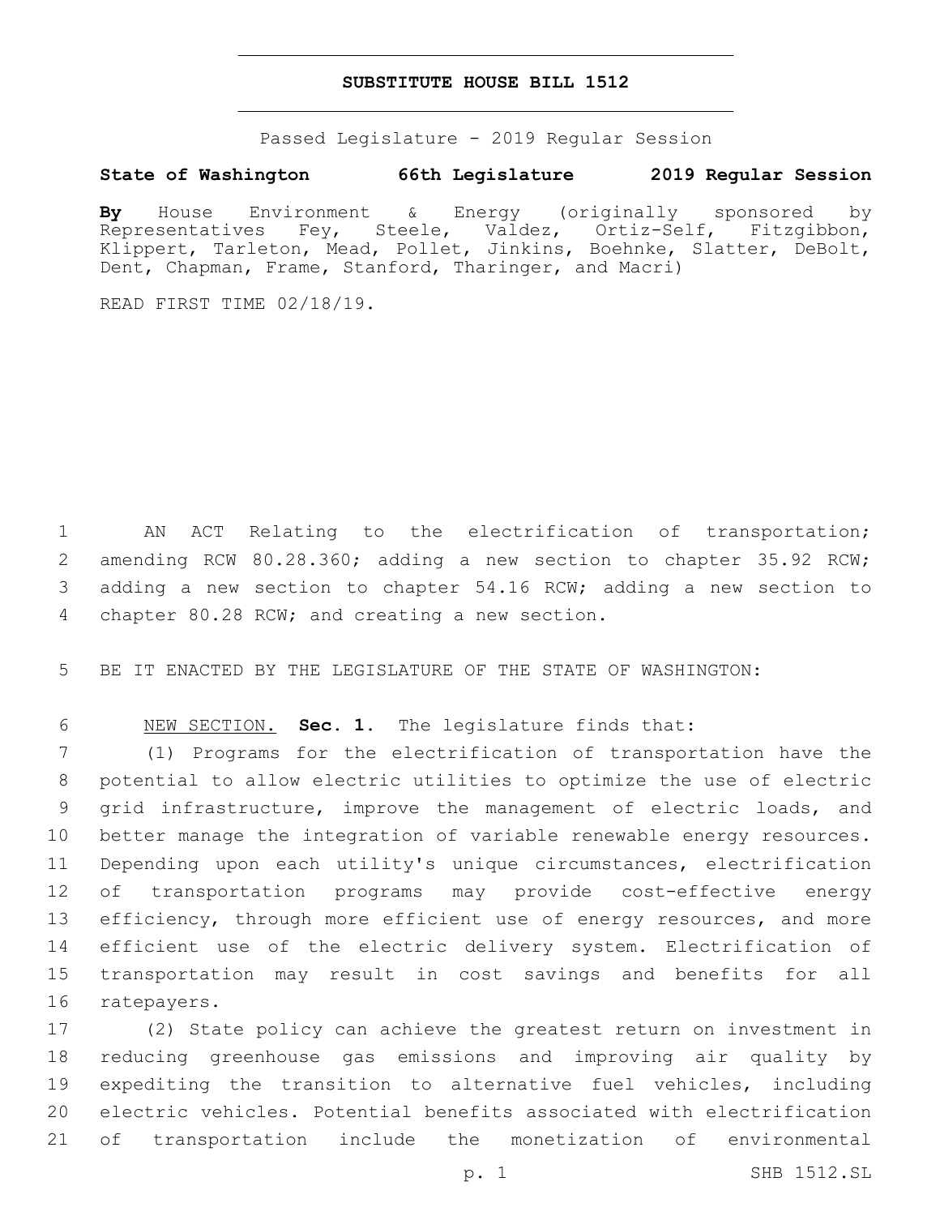# SUBSTITUTE HOUSE BILL 1512

Passed Legislature - 2019 Regular Session

**State of Washington 66th Legislature 2019 Regular Session**

**By** House Environment & Energy (originally sponsored by Representatives Fey, Steele, Valdez, Ortiz-Self, Fitzgibbon, Klippert, Tarleton, Mead, Pollet, Jinkins, Boehnke, Slatter, DeBolt, Dent, Chapman, Frame, Stanford, Tharinger, and Macri)

READ FIRST TIME 02/18/19.

AN ACT Relating to the electrification of transportation; amending RCW 80.28.360; adding a new section to chapter 35.92 RCW; adding a new section to chapter 54.16 RCW; adding a new section to chapter 80.28 RCW; and creating a new section.

BE IT ENACTED BY THE LEGISLATURE OF THE STATE OF WASHINGTON:

NEW SECTION. **Sec. 1.** The legislature finds that:

(1) Programs for the electrification of transportation have the potential to allow electric utilities to optimize the use of electric grid infrastructure, improve the management of electric loads, and better manage the integration of variable renewable energy resources. Depending upon each utility's unique circumstances, electrification of transportation programs may provide cost-effective energy efficiency, through more efficient use of energy resources, and more efficient use of the electric delivery system. Electrification of transportation may result in cost savings and benefits for all ratepayers.

(2) State policy can achieve the greatest return on investment in reducing greenhouse gas emissions and improving air quality by expediting the transition to alternative fuel vehicles, including electric vehicles. Potential benefits associated with electrification of transportation include the monetization of environmental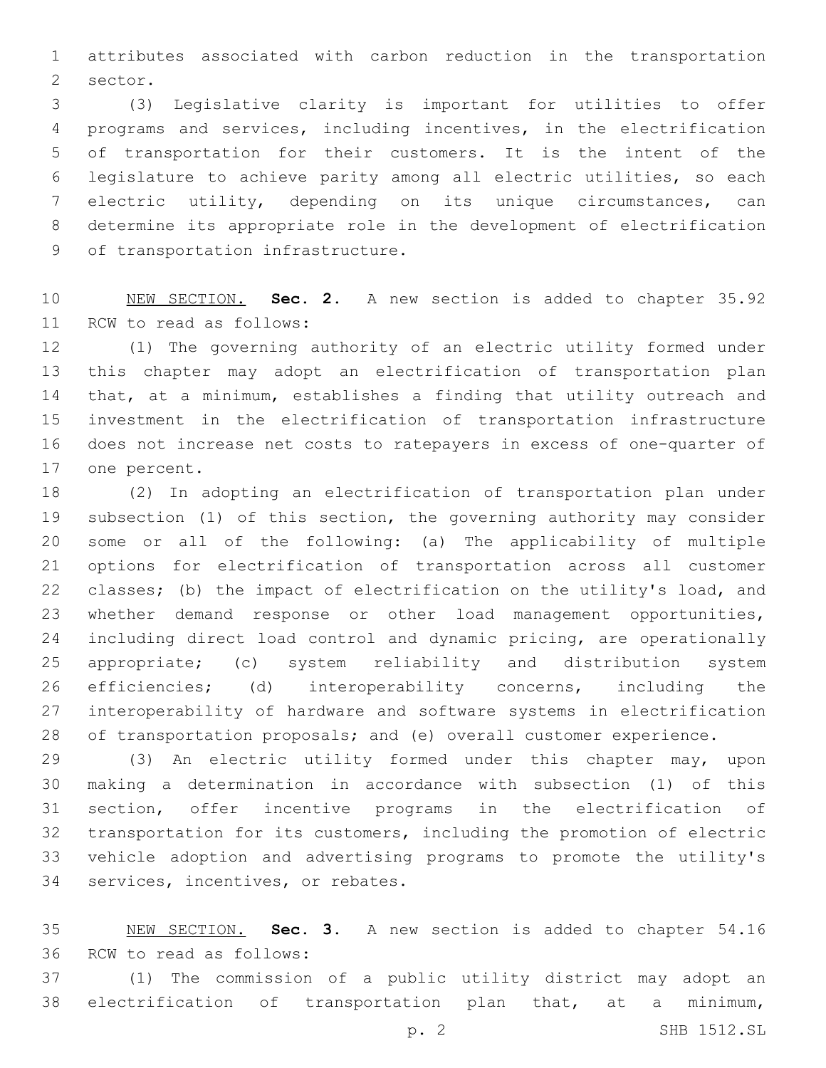attributes associated with carbon reduction in the transportation sector.

(3) Legislative clarity is important for utilities to offer programs and services, including incentives, in the electrification of transportation for their customers. It is the intent of the legislature to achieve parity among all electric utilities, so each electric utility, depending on its unique circumstances, can determine its appropriate role in the development of electrification of transportation infrastructure.

NEW SECTION. **Sec. 2.** A new section is added to chapter 35.92 RCW to read as follows:

(1) The governing authority of an electric utility formed under this chapter may adopt an electrification of transportation plan that, at a minimum, establishes a finding that utility outreach and investment in the electrification of transportation infrastructure does not increase net costs to ratepayers in excess of one-quarter of one percent.

(2) In adopting an electrification of transportation plan under subsection (1) of this section, the governing authority may consider some or all of the following: (a) The applicability of multiple options for electrification of transportation across all customer classes; (b) the impact of electrification on the utility's load, and whether demand response or other load management opportunities, including direct load control and dynamic pricing, are operationally appropriate; (c) system reliability and distribution system efficiencies; (d) interoperability concerns, including the interoperability of hardware and software systems in electrification of transportation proposals; and (e) overall customer experience.

(3) An electric utility formed under this chapter may, upon making a determination in accordance with subsection (1) of this section, offer incentive programs in the electrification of transportation for its customers, including the promotion of electric vehicle adoption and advertising programs to promote the utility's services, incentives, or rebates.

NEW SECTION. **Sec. 3.** A new section is added to chapter 54.16 RCW to read as follows:

(1) The commission of a public utility district may adopt an electrification of transportation plan that, at a minimum,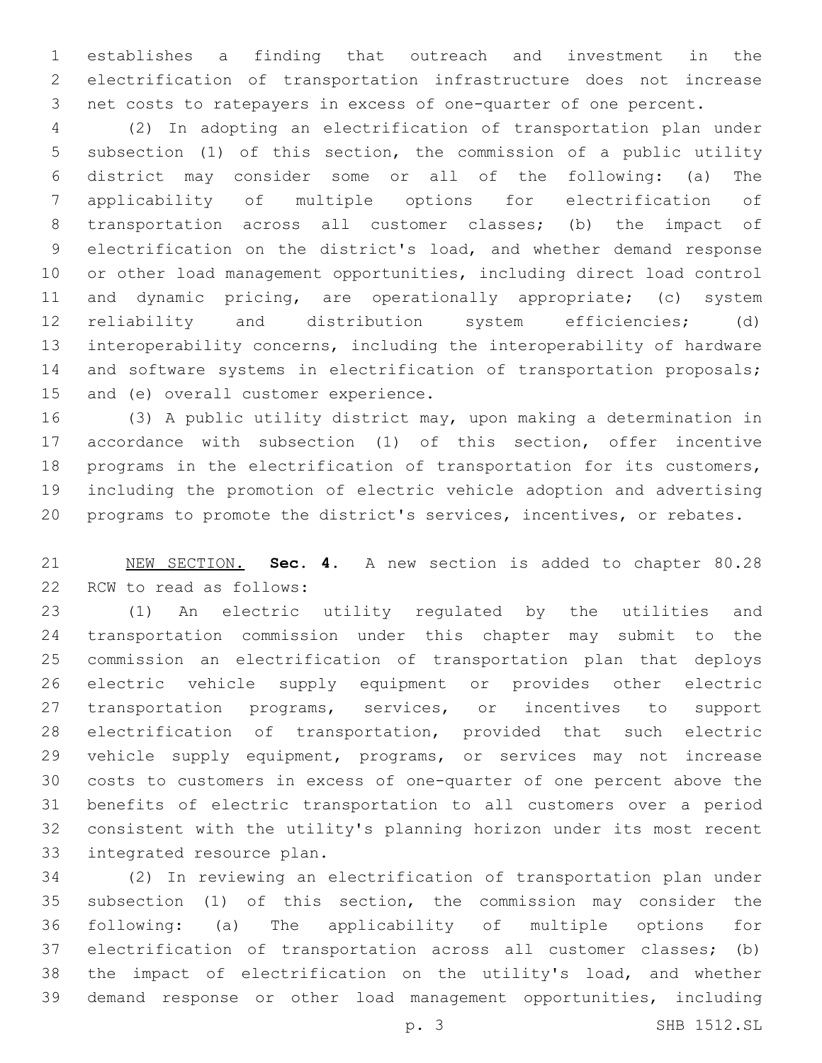establishes a finding that outreach and investment in the electrification of transportation infrastructure does not increase net costs to ratepayers in excess of one-quarter of one percent.

(2) In adopting an electrification of transportation plan under subsection (1) of this section, the commission of a public utility district may consider some or all of the following: (a) The applicability of multiple options for electrification of transportation across all customer classes; (b) the impact of electrification on the district's load, and whether demand response or other load management opportunities, including direct load control and dynamic pricing, are operationally appropriate; (c) system reliability and distribution system efficiencies; (d) interoperability concerns, including the interoperability of hardware and software systems in electrification of transportation proposals; and (e) overall customer experience.

(3) A public utility district may, upon making a determination in accordance with subsection (1) of this section, offer incentive programs in the electrification of transportation for its customers, including the promotion of electric vehicle adoption and advertising programs to promote the district's services, incentives, or rebates.

NEW SECTION. **Sec. 4.** A new section is added to chapter 80.28 RCW to read as follows:

(1) An electric utility regulated by the utilities and transportation commission under this chapter may submit to the commission an electrification of transportation plan that deploys electric vehicle supply equipment or provides other electric transportation programs, services, or incentives to support electrification of transportation, provided that such electric vehicle supply equipment, programs, or services may not increase costs to customers in excess of one-quarter of one percent above the benefits of electric transportation to all customers over a period consistent with the utility's planning horizon under its most recent integrated resource plan.

(2) In reviewing an electrification of transportation plan under subsection (1) of this section, the commission may consider the following: (a) The applicability of multiple options for electrification of transportation across all customer classes; (b) the impact of electrification on the utility's load, and whether demand response or other load management opportunities, including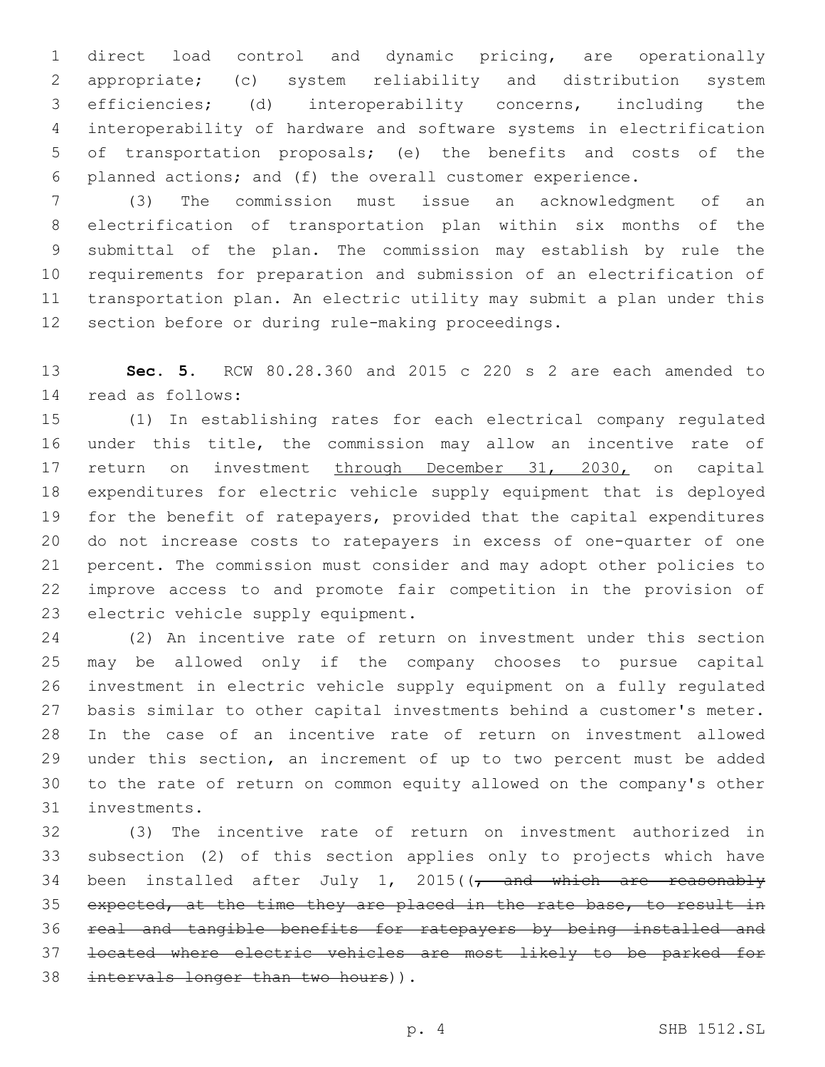direct load control and dynamic pricing, are operationally appropriate; (c) system reliability and distribution system efficiencies; (d) interoperability concerns, including the interoperability of hardware and software systems in electrification of transportation proposals; (e) the benefits and costs of the planned actions; and (f) the overall customer experience.

(3) The commission must issue an acknowledgment of an electrification of transportation plan within six months of the submittal of the plan. The commission may establish by rule the requirements for preparation and submission of an electrification of transportation plan. An electric utility may submit a plan under this section before or during rule-making proceedings.

**Sec. 5.** RCW 80.28.360 and 2015 c 220 s 2 are each amended to read as follows:

(1) In establishing rates for each electrical company regulated under this title, the commission may allow an incentive rate of return on investment <u>through December 31, 2030,</u> on capital expenditures for electric vehicle supply equipment that is deployed for the benefit of ratepayers, provided that the capital expenditures do not increase costs to ratepayers in excess of one-quarter of one percent. The commission must consider and may adopt other policies to improve access to and promote fair competition in the provision of electric vehicle supply equipment.

(2) An incentive rate of return on investment under this section may be allowed only if the company chooses to pursue capital investment in electric vehicle supply equipment on a fully regulated basis similar to other capital investments behind a customer's meter. In the case of an incentive rate of return on investment allowed under this section, an increment of up to two percent must be added to the rate of return on common equity allowed on the company's other investments.

(3) The incentive rate of return on investment authorized in subsection (2) of this section applies only to projects which have been installed after July 1, 2015((~~, and which are reasonably expected, at the time they are placed in the rate base, to result in real and tangible benefits for ratepayers by being installed and located where electric vehicles are most likely to be parked for intervals longer than two hours~~)).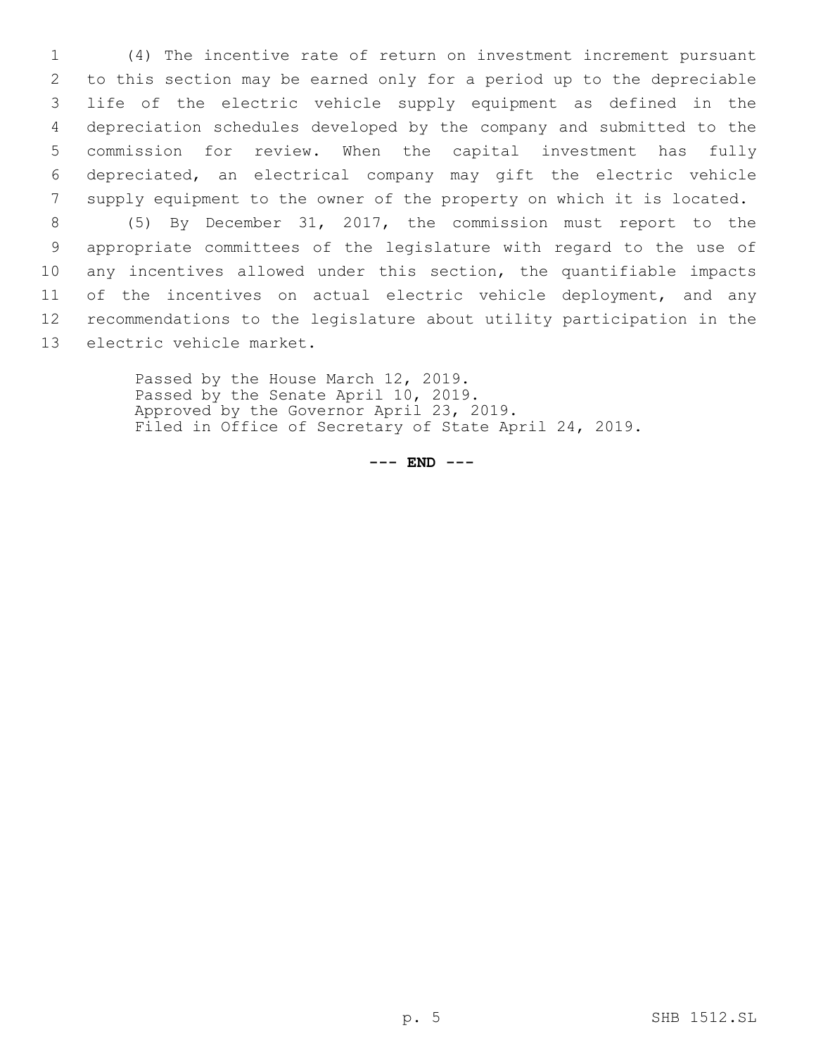(4) The incentive rate of return on investment increment pursuant to this section may be earned only for a period up to the depreciable life of the electric vehicle supply equipment as defined in the depreciation schedules developed by the company and submitted to the commission for review. When the capital investment has fully depreciated, an electrical company may gift the electric vehicle supply equipment to the owner of the property on which it is located.

(5) By December 31, 2017, the commission must report to the appropriate committees of the legislature with regard to the use of any incentives allowed under this section, the quantifiable impacts of the incentives on actual electric vehicle deployment, and any recommendations to the legislature about utility participation in the electric vehicle market.

Passed by the House March 12, 2019.
Passed by the Senate April 10, 2019.
Approved by the Governor April 23, 2019.
Filed in Office of Secretary of State April 24, 2019.

**--- END ---**